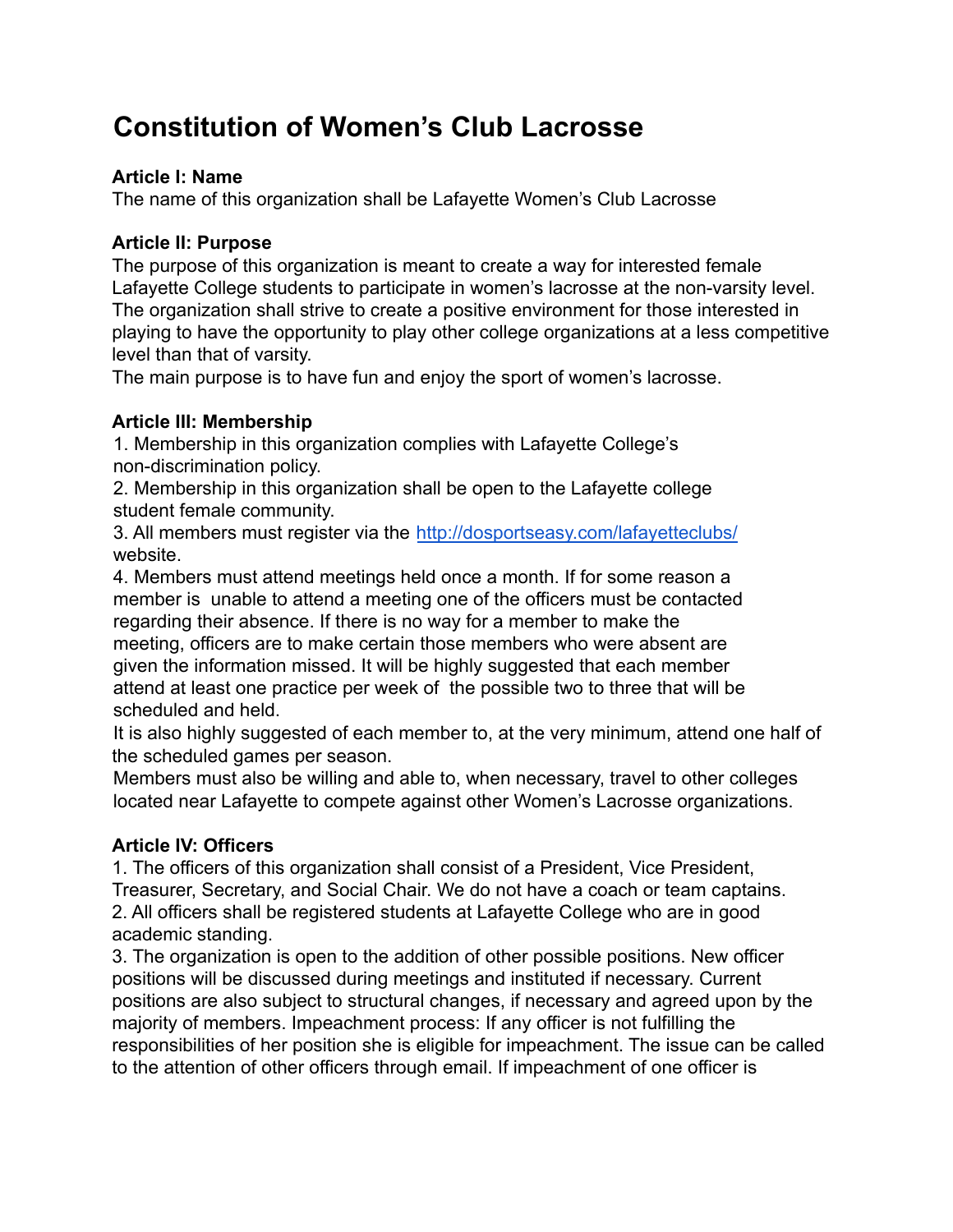# Constitution of Women's Club Lacrosse

**Article I: Name**

The name of this organization shall be Lafayette Women's Club Lacrosse

**Article II: Purpose**

The purpose of this organization is meant to create a way for interested female Lafayette College students to participate in women's lacrosse at the non-varsity level. The organization shall strive to create a positive environment for those interested in playing to have the opportunity to play other college organizations at a less competitive level than that of varsity.

The main purpose is to have fun and enjoy the sport of women's lacrosse.

**Article III: Membership**

1. Membership in this organization complies with Lafayette College's non-discrimination policy.
2. Membership in this organization shall be open to the Lafayette college student female community.
3. All members must register via the [http://dosportseasy.com/lafayetteclubs/](http://dosportseasy.com/lafayetteclubs/) website.
4. Members must attend meetings held once a month. If for some reason a member is unable to attend a meeting one of the officers must be contacted regarding their absence. If there is no way for a member to make the meeting, officers are to make certain those members who were absent are given the information missed. It will be highly suggested that each member attend at least one practice per week of the possible two to three that will be scheduled and held.

It is also highly suggested of each member to, at the very minimum, attend one half of the scheduled games per season.

Members must also be willing and able to, when necessary, travel to other colleges located near Lafayette to compete against other Women's Lacrosse organizations.

**Article IV: Officers**

1. The officers of this organization shall consist of a President, Vice President, Treasurer, Secretary, and Social Chair. We do not have a coach or team captains.
2. All officers shall be registered students at Lafayette College who are in good academic standing.
3. The organization is open to the addition of other possible positions. New officer positions will be discussed during meetings and instituted if necessary. Current positions are also subject to structural changes, if necessary and agreed upon by the majority of members. Impeachment process: If any officer is not fulfilling the responsibilities of her position she is eligible for impeachment. The issue can be called to the attention of other officers through email. If impeachment of one officer is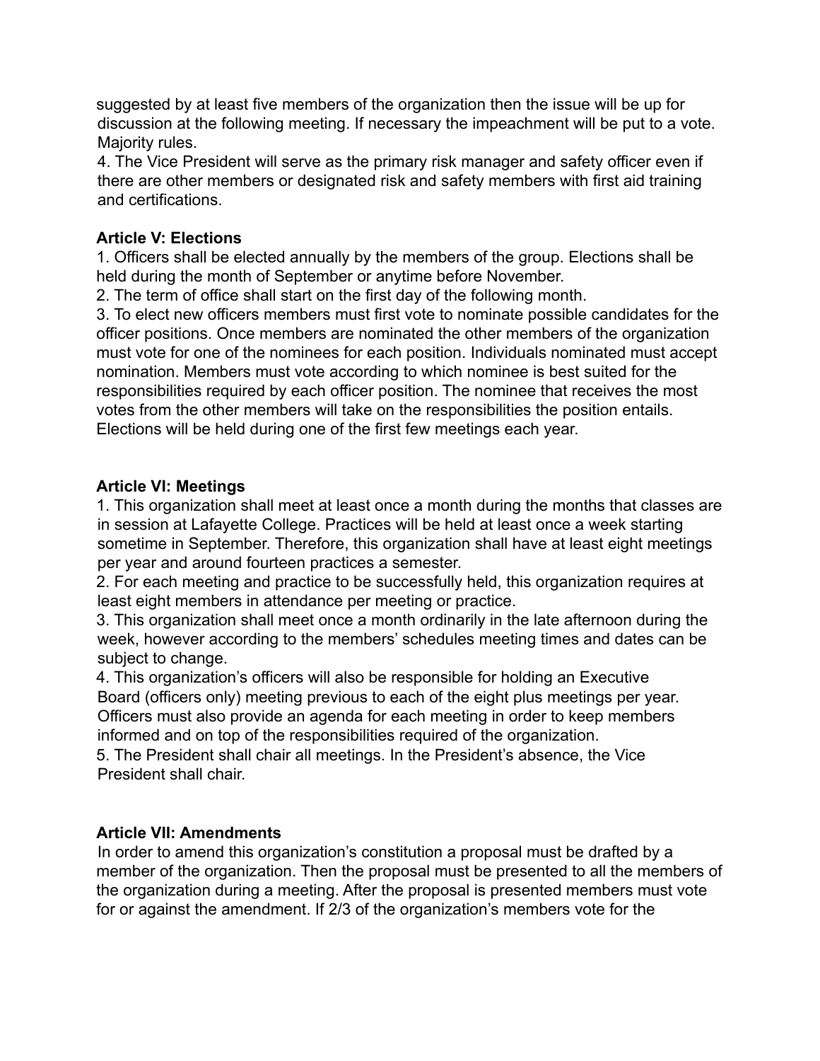suggested by at least five members of the organization then the issue will be up for discussion at the following meeting. If necessary the impeachment will be put to a vote. Majority rules.

4. The Vice President will serve as the primary risk manager and safety officer even if there are other members or designated risk and safety members with first aid training and certifications.

**Article V: Elections**

1. Officers shall be elected annually by the members of the group. Elections shall be held during the month of September or anytime before November.
2. The term of office shall start on the first day of the following month.
3. To elect new officers members must first vote to nominate possible candidates for the officer positions. Once members are nominated the other members of the organization must vote for one of the nominees for each position. Individuals nominated must accept nomination. Members must vote according to which nominee is best suited for the responsibilities required by each officer position. The nominee that receives the most votes from the other members will take on the responsibilities the position entails. Elections will be held during one of the first few meetings each year.

**Article VI: Meetings**

1. This organization shall meet at least once a month during the months that classes are in session at Lafayette College. Practices will be held at least once a week starting sometime in September. Therefore, this organization shall have at least eight meetings per year and around fourteen practices a semester.
2. For each meeting and practice to be successfully held, this organization requires at least eight members in attendance per meeting or practice.
3. This organization shall meet once a month ordinarily in the late afternoon during the week, however according to the members' schedules meeting times and dates can be subject to change.
4. This organization's officers will also be responsible for holding an Executive Board (officers only) meeting previous to each of the eight plus meetings per year. Officers must also provide an agenda for each meeting in order to keep members informed and on top of the responsibilities required of the organization.
5. The President shall chair all meetings. In the President's absence, the Vice President shall chair.

**Article VII: Amendments**

In order to amend this organization's constitution a proposal must be drafted by a member of the organization. Then the proposal must be presented to all the members of the organization during a meeting. After the proposal is presented members must vote for or against the amendment. If 2/3 of the organization's members vote for the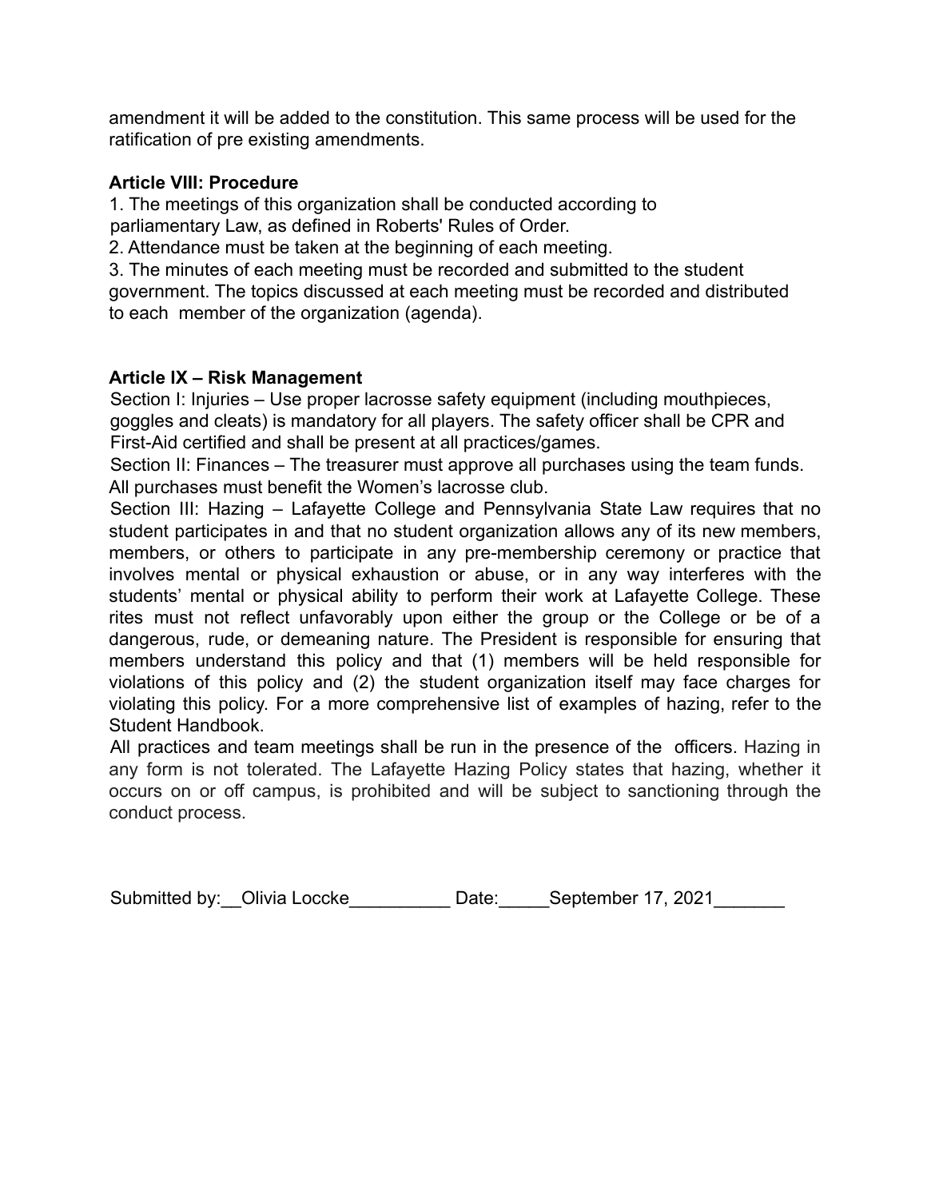amendment it will be added to the constitution. This same process will be used for the ratification of pre existing amendments.

**Article VIII: Procedure**

1. The meetings of this organization shall be conducted according to parliamentary Law, as defined in Roberts' Rules of Order.
2. Attendance must be taken at the beginning of each meeting.
3. The minutes of each meeting must be recorded and submitted to the student government. The topics discussed at each meeting must be recorded and distributed to each member of the organization (agenda).

**Article IX – Risk Management**

Section I: Injuries – Use proper lacrosse safety equipment (including mouthpieces, goggles and cleats) is mandatory for all players. The safety officer shall be CPR and First-Aid certified and shall be present at all practices/games.

Section II: Finances – The treasurer must approve all purchases using the team funds. All purchases must benefit the Women's lacrosse club.

Section III: Hazing – Lafayette College and Pennsylvania State Law requires that no student participates in and that no student organization allows any of its new members, members, or others to participate in any pre-membership ceremony or practice that involves mental or physical exhaustion or abuse, or in any way interferes with the students' mental or physical ability to perform their work at Lafayette College. These rites must not reflect unfavorably upon either the group or the College or be of a dangerous, rude, or demeaning nature. The President is responsible for ensuring that members understand this policy and that (1) members will be held responsible for violations of this policy and (2) the student organization itself may face charges for violating this policy. For a more comprehensive list of examples of hazing, refer to the Student Handbook.

All practices and team meetings shall be run in the presence of the officers. Hazing in any form is not tolerated. The Lafayette Hazing Policy states that hazing, whether it occurs on or off campus, is prohibited and will be subject to sanctioning through the conduct process.

Submitted by:__Olivia Loccke__________ Date:_____September 17, 2021_______